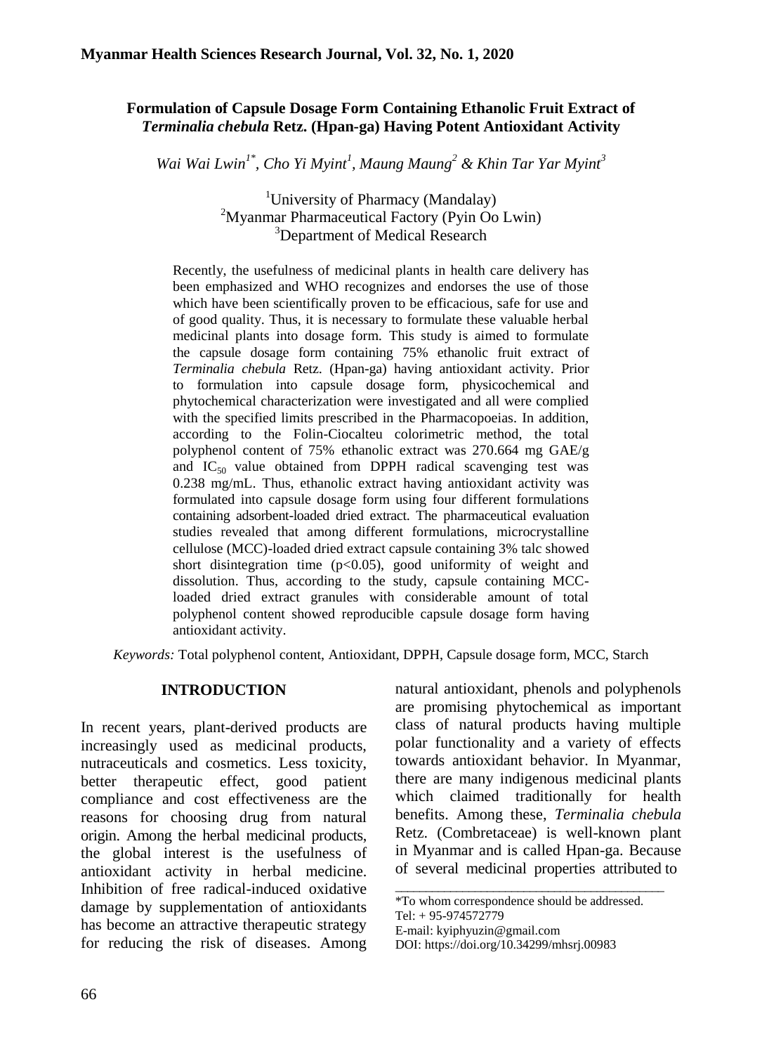# Formulation of Capsule Dosage Form Containing Ethanolic Fruit Extract of *Terminalia chebula* Retz. (Hpan-ga) Having Potent Antioxidant Activity

*Wai Wai Lwin[1*], Cho Yi Myint[1], Maung Maung[2] & Khin Tar Yar Myint[3]*

[1]University of Pharmacy (Mandalay)
[2]Myanmar Pharmaceutical Factory (Pyin Oo Lwin)
[3]Department of Medical Research

Recently, the usefulness of medicinal plants in health care delivery has been emphasized and WHO recognizes and endorses the use of those which have been scientifically proven to be efficacious, safe for use and of good quality. Thus, it is necessary to formulate these valuable herbal medicinal plants into dosage form. This study is aimed to formulate the capsule dosage form containing 75% ethanolic fruit extract of *Terminalia chebula* Retz. (Hpan-ga) having antioxidant activity. Prior to formulation into capsule dosage form, physicochemical and phytochemical characterization were investigated and all were complied with the specified limits prescribed in the Pharmacopoeias. In addition, according to the Folin-Ciocalteu colorimetric method, the total polyphenol content of 75% ethanolic extract was 270.664 mg GAE/g and $IC_{50}$ value obtained from DPPH radical scavenging test was 0.238 mg/mL. Thus, ethanolic extract having antioxidant activity was formulated into capsule dosage form using four different formulations containing adsorbent-loaded dried extract. The pharmaceutical evaluation studies revealed that among different formulations, microcrystalline cellulose (MCC)-loaded dried extract capsule containing 3% talc showed short disintegration time ($p<0.05$), good uniformity of weight and dissolution. Thus, according to the study, capsule containing MCC-loaded dried extract granules with considerable amount of total polyphenol content showed reproducible capsule dosage form having antioxidant activity.

*Keywords:* Total polyphenol content, Antioxidant, DPPH, Capsule dosage form, MCC, Starch

## INTRODUCTION

In recent years, plant-derived products are increasingly used as medicinal products, nutraceuticals and cosmetics. Less toxicity, better therapeutic effect, good patient compliance and cost effectiveness are the reasons for choosing drug from natural origin. Among the herbal medicinal products, the global interest is the usefulness of antioxidant activity in herbal medicine. Inhibition of free radical-induced oxidative damage by supplementation of antioxidants has become an attractive therapeutic strategy for reducing the risk of diseases. Among natural antioxidant, phenols and polyphenols are promising phytochemical as important class of natural products having multiple polar functionality and a variety of effects towards antioxidant behavior. In Myanmar, there are many indigenous medicinal plants which claimed traditionally for health benefits. Among these, *Terminalia chebula* Retz. (Combretaceae) is well-known plant in Myanmar and is called Hpan-ga. Because of several medicinal properties attributed to

---

*To whom correspondence should be addressed.
Tel: + 95-974572779
E-mail: kyiphyuzin@gmail.com
DOI: https://doi.org/10.34299/mhsrj.00983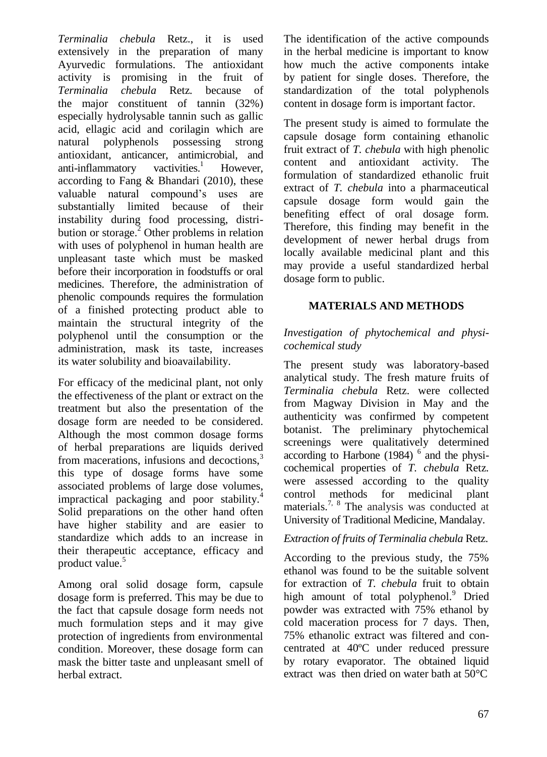*Terminalia chebula* Retz., it is used extensively in the preparation of many Ayurvedic formulations. The antioxidant activity is promising in the fruit of *Terminalia chebula* Retz. because of the major constituent of tannin (32%) especially hydrolysable tannin such as gallic acid, ellagic acid and corilagin which are natural polyphenols possessing strong antioxidant, anticancer, antimicrobial, and anti-inflammatory vactivities.[1] However, according to Fang & Bhandari (2010), these valuable natural compound's uses are substantially limited because of their instability during food processing, distribution or storage.[2] Other problems in relation with uses of polyphenol in human health are unpleasant taste which must be masked before their incorporation in foodstuffs or oral medicines. Therefore, the administration of phenolic compounds requires the formulation of a finished protecting product able to maintain the structural integrity of the polyphenol until the consumption or the administration, mask its taste, increases its water solubility and bioavailability.

For efficacy of the medicinal plant, not only the effectiveness of the plant or extract on the treatment but also the presentation of the dosage form are needed to be considered. Although the most common dosage forms of herbal preparations are liquids derived from macerations, infusions and decoctions,[3] this type of dosage forms have some associated problems of large dose volumes, impractical packaging and poor stability.[4] Solid preparations on the other hand often have higher stability and are easier to standardize which adds to an increase in their therapeutic acceptance, efficacy and product value.[5]

Among oral solid dosage form, capsule dosage form is preferred. This may be due to the fact that capsule dosage form needs not much formulation steps and it may give protection of ingredients from environmental condition. Moreover, these dosage form can mask the bitter taste and unpleasant smell of herbal extract.

The identification of the active compounds in the herbal medicine is important to know how much the active components intake by patient for single doses. Therefore, the standardization of the total polyphenols content in dosage form is important factor.

The present study is aimed to formulate the capsule dosage form containing ethanolic fruit extract of *T. chebula* with high phenolic content and antioxidant activity. The formulation of standardized ethanolic fruit extract of *T. chebula* into a pharmaceutical capsule dosage form would gain the benefiting effect of oral dosage form. Therefore, this finding may benefit in the development of newer herbal drugs from locally available medicinal plant and this may provide a useful standardized herbal dosage form to public.

## MATERIALS AND METHODS

### *Investigation of phytochemical and physicochemical study*

The present study was laboratory-based analytical study. The fresh mature fruits of *Terminalia chebula* Retz. were collected from Magway Division in May and the authenticity was confirmed by competent botanist. The preliminary phytochemical screenings were qualitatively determined according to Harbone (1984) [6] and the physicochemical properties of *T. chebula* Retz. were assessed according to the quality control methods for medicinal plant materials.[7, 8] The analysis was conducted at University of Traditional Medicine, Mandalay.

### *Extraction of fruits of Terminalia chebula* Retz.

According to the previous study, the 75% ethanol was found to be the suitable solvent for extraction of *T. chebula* fruit to obtain high amount of total polyphenol.[9] Dried powder was extracted with 75% ethanol by cold maceration process for 7 days. Then, 75% ethanolic extract was filtered and concentrated at 40ºC under reduced pressure by rotary evaporator. The obtained liquid extract was then dried on water bath at 50°C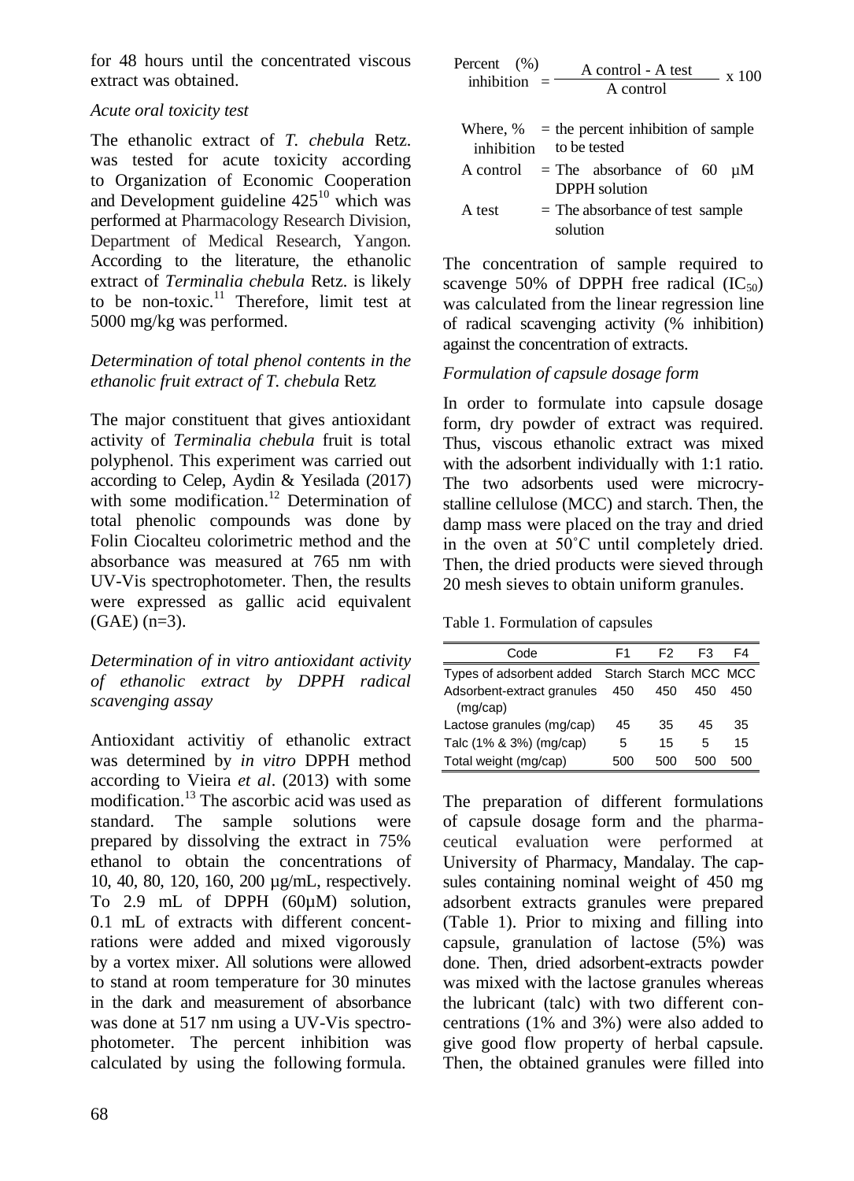for 48 hours until the concentrated viscous extract was obtained.

*Acute oral toxicity test*

The ethanolic extract of *T. chebula* Retz. was tested for acute toxicity according to Organization of Economic Cooperation and Development guideline 425[10] which was performed at Pharmacology Research Division, Department of Medical Research, Yangon. According to the literature, the ethanolic extract of *Terminalia chebula* Retz. is likely to be non-toxic.[11] Therefore, limit test at 5000 mg/kg was performed.

*Determination of total phenol contents in the ethanolic fruit extract of T. chebula Retz*

The major constituent that gives antioxidant activity of *Terminalia chebula* fruit is total polyphenol. This experiment was carried out according to Celep, Aydin & Yesilada (2017) with some modification.[12] Determination of total phenolic compounds was done by Folin Ciocalteu colorimetric method and the absorbance was measured at 765 nm with UV-Vis spectrophotometer. Then, the results were expressed as gallic acid equivalent (GAE) (n=3).

*Determination of in vitro antioxidant activity of ethanolic extract by DPPH radical scavenging assay*

Antioxidant activitiy of ethanolic extract was determined by *in vitro* DPPH method according to Vieira *et al*. (2013) with some modification.[13] The ascorbic acid was used as standard. The sample solutions were prepared by dissolving the extract in 75% ethanol to obtain the concentrations of 10, 40, 80, 120, 160, 200 µg/mL, respectively. To 2.9 mL of DPPH (60µM) solution, 0.1 mL of extracts with different concentrations were added and mixed vigorously by a vortex mixer. All solutions were allowed to stand at room temperature for 30 minutes in the dark and measurement of absorbance was done at 517 nm using a UV-Vis spectrophotometer. The percent inhibition was calculated by using the following formula.

$$\text{Percent (\%) inhibition} = \frac{\text{A control - A test}}{\text{A control}} \times 100$$

Where, % inhibition = the percent inhibition of sample to be tested

A control = The absorbance of 60 µM DPPH solution

A test = The absorbance of test sample solution

The concentration of sample required to scavenge 50% of DPPH free radical ($IC_{50}$) was calculated from the linear regression line of radical scavenging activity (% inhibition) against the concentration of extracts.

*Formulation of capsule dosage form*

In order to formulate into capsule dosage form, dry powder of extract was required. Thus, viscous ethanolic extract was mixed with the adsorbent individually with 1:1 ratio. The two adsorbents used were microcrystalline cellulose (MCC) and starch. Then, the damp mass were placed on the tray and dried in the oven at 50˚C until completely dried. Then, the dried products were sieved through 20 mesh sieves to obtain uniform granules.

Table 1. Formulation of capsules

| Code | F1 | F2 | F3 | F4 |
|---|---|---|---|---|
| Types of adsorbent added | Starch | Starch | MCC | MCC |
| Adsorbent-extract granules (mg/cap) | 450 | 450 | 450 | 450 |
| Lactose granules (mg/cap) | 45 | 35 | 45 | 35 |
| Talc (1% & 3%) (mg/cap) | 5 | 15 | 5 | 15 |
| Total weight (mg/cap) | 500 | 500 | 500 | 500 |

The preparation of different formulations of capsule dosage form and the pharmaceutical evaluation were performed at University of Pharmacy, Mandalay. The capsules containing nominal weight of 450 mg adsorbent extracts granules were prepared (Table 1). Prior to mixing and filling into capsule, granulation of lactose (5%) was done. Then, dried adsorbent-extracts powder was mixed with the lactose granules whereas the lubricant (talc) with two different concentrations (1% and 3%) were also added to give good flow property of herbal capsule. Then, the obtained granules were filled into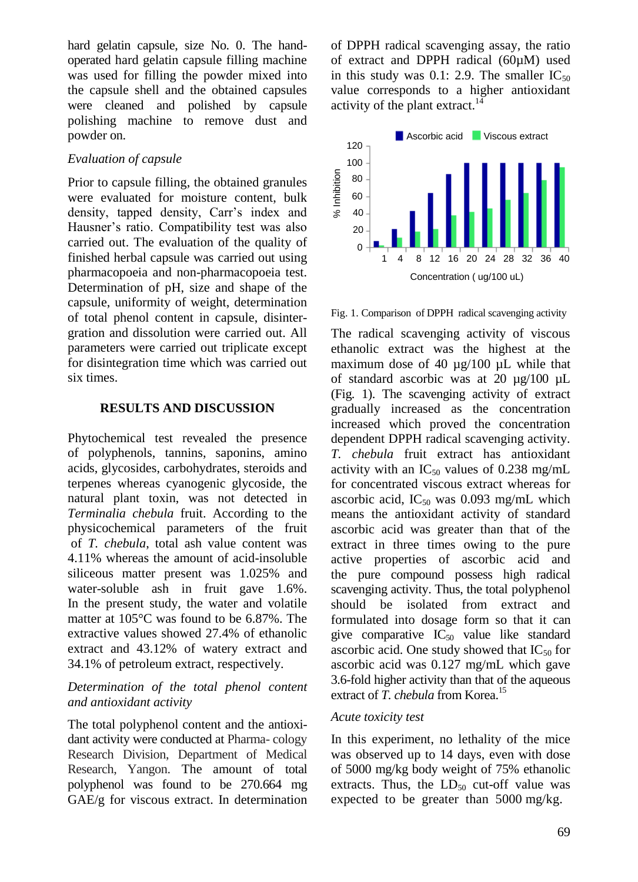hard gelatin capsule, size No. 0. The hand-operated hard gelatin capsule filling machine was used for filling the powder mixed into the capsule shell and the obtained capsules were cleaned and polished by capsule polishing machine to remove dust and powder on.

*Evaluation of capsule*

Prior to capsule filling, the obtained granules were evaluated for moisture content, bulk density, tapped density, Carr's index and Hausner's ratio. Compatibility test was also carried out. The evaluation of the quality of finished herbal capsule was carried out using pharmacopoeia and non-pharmacopoeia test. Determination of pH, size and shape of the capsule, uniformity of weight, determination of total phenol content in capsule, disintergration and dissolution were carried out. All parameters were carried out triplicate except for disintegration time which was carried out six times.

## RESULTS AND DISCUSSION

Phytochemical test revealed the presence of polyphenols, tannins, saponins, amino acids, glycosides, carbohydrates, steroids and terpenes whereas cyanogenic glycoside, the natural plant toxin, was not detected in *Terminalia chebula* fruit. According to the physicochemical parameters of the fruit of *T. chebula*, total ash value content was 4.11% whereas the amount of acid-insoluble siliceous matter present was 1.025% and water-soluble ash in fruit gave 1.6%. In the present study, the water and volatile matter at 105°C was found to be 6.87%. The extractive values showed 27.4% of ethanolic extract and 43.12% of watery extract and 34.1% of petroleum extract, respectively.

*Determination of the total phenol content and antioxidant activity*

The total polyphenol content and the antioxidant activity were conducted at Pharma- cology Research Division, Department of Medical Research, Yangon. The amount of total polyphenol was found to be 270.664 mg GAE/g for viscous extract. In determination of DPPH radical scavenging assay, the ratio of extract and DPPH radical (60µM) used in this study was 0.1: 2.9. The smaller $IC_{50}$ value corresponds to a higher antioxidant activity of the plant extract.[14]

Fig. 1. Comparison of DPPH radical scavenging activity

The radical scavenging activity of viscous ethanolic extract was the highest at the maximum dose of 40 µg/100 µL while that of standard ascorbic was at 20 µg/100 µL (Fig. 1). The scavenging activity of extract gradually increased as the concentration increased which proved the concentration dependent DPPH radical scavenging activity. *T. chebula* fruit extract has antioxidant activity with an $IC_{50}$ values of 0.238 mg/mL for concentrated viscous extract whereas for ascorbic acid, $IC_{50}$ was 0.093 mg/mL which means the antioxidant activity of standard ascorbic acid was greater than that of the extract in three times owing to the pure active properties of ascorbic acid and the pure compound possess high radical scavenging activity. Thus, the total polyphenol should be isolated from extract and formulated into dosage form so that it can give comparative $IC_{50}$ value like standard ascorbic acid. One study showed that $IC_{50}$ for ascorbic acid was 0.127 mg/mL which gave 3.6-fold higher activity than that of the aqueous extract of *T. chebula* from Korea.[15]

*Acute toxicity test*

In this experiment, no lethality of the mice was observed up to 14 days, even with dose of 5000 mg/kg body weight of 75% ethanolic extracts. Thus, the $LD_{50}$ cut-off value was expected to be greater than 5000 mg/kg.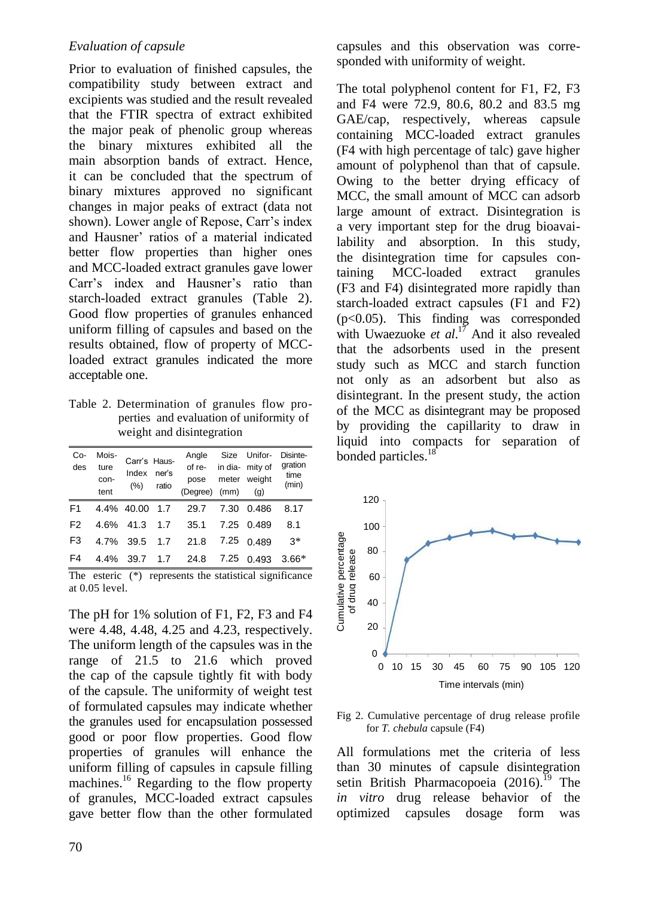*Evaluation of capsule*

Prior to evaluation of finished capsules, the compatibility study between extract and excipients was studied and the result revealed that the FTIR spectra of extract exhibited the major peak of phenolic group whereas the binary mixtures exhibited all the main absorption bands of extract. Hence, it can be concluded that the spectrum of binary mixtures approved no significant changes in major peaks of extract (data not shown). Lower angle of Repose, Carr's index and Hausner' ratios of a material indicated better flow properties than higher ones and MCC-loaded extract granules gave lower Carr's index and Hausner's ratio than starch-loaded extract granules (Table 2). Good flow properties of granules enhanced uniform filling of capsules and based on the results obtained, flow of property of MCC-loaded extract granules indicated the more acceptable one.

Table 2. Determination of granules flow properties and evaluation of uniformity of weight and disintegration

| Codes | Moisture content | Carr's Index (%) | Hausner's ratio | Angle of repose (Degree) | Size in diameter (mm) | Uniformity of weight (g) | Disintegration time (min) |
|---|---|---|---|---|---|---|---|
| F1 | 4.4% | 40.00 | 1.7 | 29.7 | 7.30 | 0.486 | 8.17 |
| F2 | 4.6% | 41.3 | 1.7 | 35.1 | 7.25 | 0.489 | 8.1 |
| F3 | 4.7% | 39.5 | 1.7 | 21.8 | 7.25 | 0.489 | 3* |
| F4 | 4.4% | 39.7 | 1.7 | 24.8 | 7.25 | 0.493 | 3.66* |

The esteric (*) represents the statistical significance at 0.05 level.

The pH for 1% solution of F1, F2, F3 and F4 were 4.48, 4.48, 4.25 and 4.23, respectively. The uniform length of the capsules was in the range of 21.5 to 21.6 which proved the cap of the capsule tightly fit with body of the capsule. The uniformity of weight test of formulated capsules may indicate whether the granules used for encapsulation possessed good or poor flow properties. Good flow properties of granules will enhance the uniform filling of capsules in capsule filling machines.[16] Regarding to the flow property of granules, MCC-loaded extract capsules gave better flow than the other formulated capsules and this observation was corresponded with uniformity of weight.

The total polyphenol content for F1, F2, F3 and F4 were 72.9, 80.6, 80.2 and 83.5 mg GAE/cap, respectively, whereas capsule containing MCC-loaded extract granules (F4 with high percentage of talc) gave higher amount of polyphenol than that of capsule. Owing to the better drying efficacy of MCC, the small amount of MCC can adsorb large amount of extract. Disintegration is a very important step for the drug bioavailability and absorption. In this study, the disintegration time for capsules containing MCC-loaded extract granules (F3 and F4) disintegrated more rapidly than starch-loaded extract capsules (F1 and F2) ($p<0.05$). This finding was corresponded with Uwaezuoke *et al*.[17] And it also revealed that the adsorbents used in the present study such as MCC and starch function not only as an adsorbent but also as disintegrant. In the present study, the action of the MCC as disintegrant may be proposed by providing the capillarity to draw in liquid into compacts for separation of bonded particles.[18]

Fig 2. Cumulative percentage of drug release profile for *T. chebula* capsule (F4)

All formulations met the criteria of less than 30 minutes of capsule disintegration setin British Pharmacopoeia (2016).[19] The *in vitro* drug release behavior of the optimized capsules dosage form was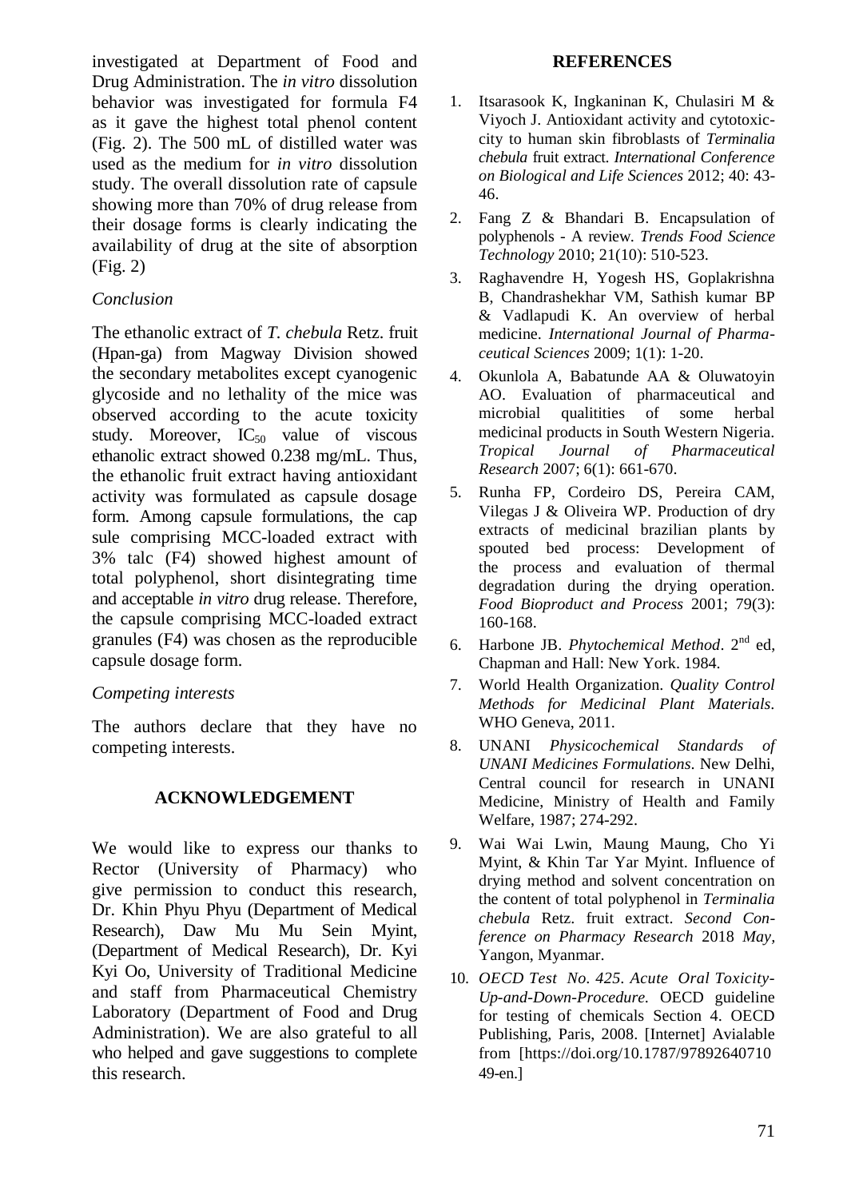investigated at Department of Food and Drug Administration. The *in vitro* dissolution behavior was investigated for formula F4 as it gave the highest total phenol content (Fig. 2). The 500 mL of distilled water was used as the medium for *in vitro* dissolution study. The overall dissolution rate of capsule showing more than 70% of drug release from their dosage forms is clearly indicating the availability of drug at the site of absorption (Fig. 2)

### *Conclusion*

The ethanolic extract of *T. chebula* Retz. fruit (Hpan-ga) from Magway Division showed the secondary metabolites except cyanogenic glycoside and no lethality of the mice was observed according to the acute toxicity study. Moreover, $IC_{50}$ value of viscous ethanolic extract showed 0.238 mg/mL. Thus, the ethanolic fruit extract having antioxidant activity was formulated as capsule dosage form. Among capsule formulations, the cap sule comprising MCC-loaded extract with 3% talc (F4) showed highest amount of total polyphenol, short disintegrating time and acceptable *in vitro* drug release. Therefore, the capsule comprising MCC-loaded extract granules (F4) was chosen as the reproducible capsule dosage form.

### *Competing interests*

The authors declare that they have no competing interests.

## ACKNOWLEDGEMENT

We would like to express our thanks to Rector (University of Pharmacy) who give permission to conduct this research, Dr. Khin Phyu Phyu (Department of Medical Research), Daw Mu Mu Sein Myint, (Department of Medical Research), Dr. Kyi Kyi Oo, University of Traditional Medicine and staff from Pharmaceutical Chemistry Laboratory (Department of Food and Drug Administration). We are also grateful to all who helped and gave suggestions to complete this research.

## REFERENCES

1. Itsarasook K, Ingkaninan K, Chulasiri M & Viyoch J. Antioxidant activity and cytotoxic-city to human skin fibroblasts of *Terminalia chebula* fruit extract. *International Conference on Biological and Life Sciences* 2012; 40: 43-46.
2. Fang Z & Bhandari B. Encapsulation of polyphenols - A review. *Trends Food Science Technology* 2010; 21(10): 510-523.
3. Raghavendre H, Yogesh HS, Goplakrishna B, Chandrashekhar VM, Sathish kumar BP & Vadlapudi K. An overview of herbal medicine. *International Journal of Pharma-ceutical Sciences* 2009; 1(1): 1-20.
4. Okunlola A, Babatunde AA & Oluwatoyin AO. Evaluation of pharmaceutical and microbial qualitities of some herbal medicinal products in South Western Nigeria. *Tropical Journal of Pharmaceutical Research* 2007; 6(1): 661-670.
5. Runha FP, Cordeiro DS, Pereira CAM, Vilegas J & Oliveira WP. Production of dry extracts of medicinal brazilian plants by spouted bed process: Development of the process and evaluation of thermal degradation during the drying operation. *Food Bioproduct and Process* 2001; 79(3): 160-168.
6. Harbone JB. *Phytochemical Method*. 2nd ed, Chapman and Hall: New York. 1984.
7. World Health Organization. *Quality Control Methods for Medicinal Plant Materials*. WHO Geneva, 2011.
8. UNANI *Physicochemical Standards of UNANI Medicines Formulations*. New Delhi, Central council for research in UNANI Medicine, Ministry of Health and Family Welfare, 1987; 274-292.
9. Wai Wai Lwin, Maung Maung, Cho Yi Myint, & Khin Tar Yar Myint. Influence of drying method and solvent concentration on the content of total polyphenol in *Terminalia chebula* Retz. fruit extract. *Second Con-ference on Pharmacy Research* 2018 *May*, Yangon, Myanmar.
10. *OECD Test No. 425. Acute Oral Toxicity-Up-and-Down-Procedure.* OECD guideline for testing of chemicals Section 4. OECD Publishing, Paris, 2008. [Internet] Avialable from [https://doi.org/10.1787/9789264071049-en.]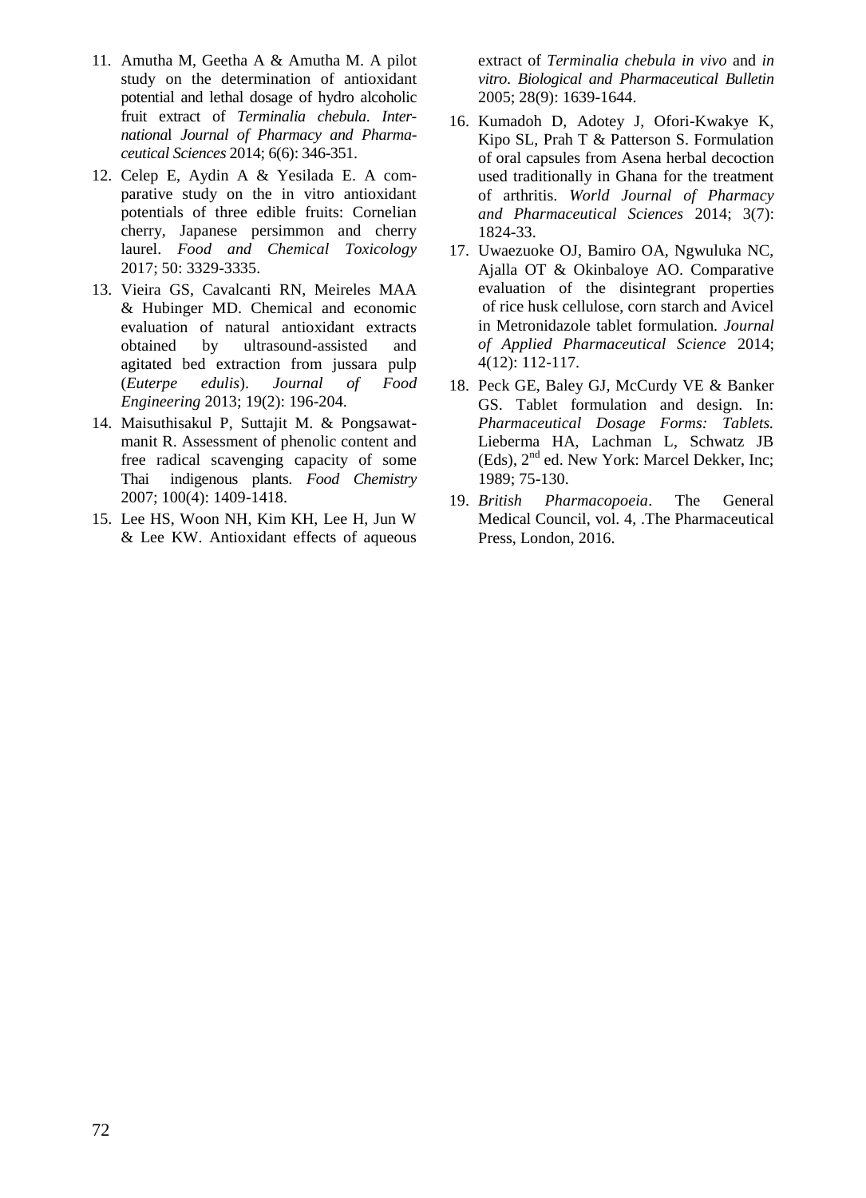11. Amutha M, Geetha A & Amutha M. A pilot study on the determination of antioxidant potential and lethal dosage of hydro alcoholic fruit extract of *Terminalia chebula*. *International Journal of Pharmacy and Pharmaceutical Sciences* 2014; 6(6): 346-351.
12. Celep E, Aydin A & Yesilada E. A comparative study on the in vitro antioxidant potentials of three edible fruits: Cornelian cherry, Japanese persimmon and cherry laurel. *Food and Chemical Toxicology* 2017; 50: 3329-3335.
13. Vieira GS, Cavalcanti RN, Meireles MAA & Hubinger MD. Chemical and economic evaluation of natural antioxidant extracts obtained by ultrasound-assisted and agitated bed extraction from jussara pulp (*Euterpe edulis*). *Journal of Food Engineering* 2013; 19(2): 196-204.
14. Maisuthisakul P, Suttajit M. & Pongsawatmanit R. Assessment of phenolic content and free radical scavenging capacity of some Thai indigenous plants. *Food Chemistry* 2007; 100(4): 1409-1418.
15. Lee HS, Woon NH, Kim KH, Lee H, Jun W & Lee KW. Antioxidant effects of aqueous extract of *Terminalia chebula in vivo* and *in vitro*. *Biological and Pharmaceutical Bulletin* 2005; 28(9): 1639-1644.
16. Kumadoh D, Adotey J, Ofori-Kwakye K, Kipo SL, Prah T & Patterson S. Formulation of oral capsules from Asena herbal decoction used traditionally in Ghana for the treatment of arthritis. *World Journal of Pharmacy and Pharmaceutical Sciences* 2014; 3(7): 1824-33.
17. Uwaezuoke OJ, Bamiro OA, Ngwuluka NC, Ajalla OT & Okinbaloye AO. Comparative evaluation of the disintegrant properties of rice husk cellulose, corn starch and Avicel in Metronidazole tablet formulation. *Journal of Applied Pharmaceutical Science* 2014; 4(12): 112-117.
18. Peck GE, Baley GJ, McCurdy VE & Banker GS. Tablet formulation and design. In: *Pharmaceutical Dosage Forms: Tablets.* Lieberma HA, Lachman L, Schwatz JB (Eds), 2nd ed. New York: Marcel Dekker, Inc; 1989; 75-130.
19. *British Pharmacopoeia*. The General Medical Council, vol. 4, .The Pharmaceutical Press, London, 2016.